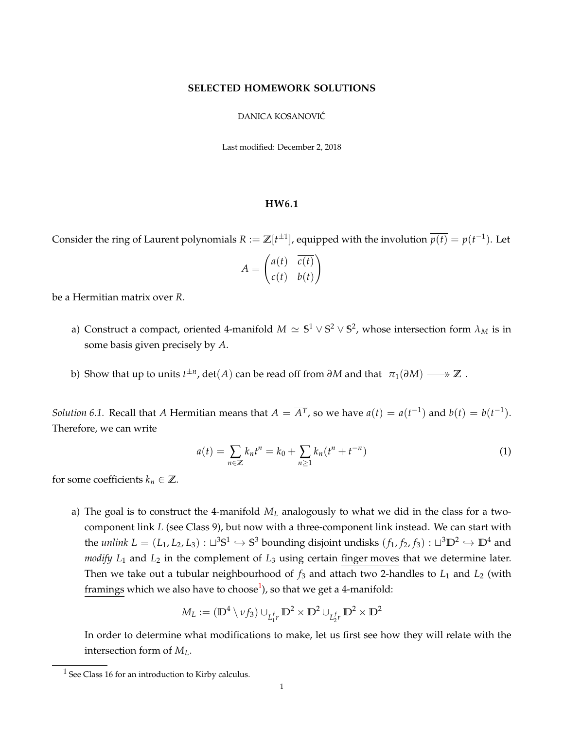# SELECTED HOMEWORK SOLUTIONS

DANICA KOSANOVIĆ

Last modified: December 2, 2018

## HW6.1

Consider the ring of Laurent polynomials $R := \mathbb{Z}[t^{\pm 1}]$, equipped with the involution $\overline{p(t)} = p(t^{-1})$. Let

$$A = \begin{pmatrix} a(t) & \overline{c(t)} \\ c(t) & b(t) \end{pmatrix}$$

be a Hermitian matrix over $R$.

a) Construct a compact, oriented 4-manifold $M \simeq \mathbb{S}^1 \vee \mathbb{S}^2 \vee \mathbb{S}^2$, whose intersection form $\lambda_M$ is in some basis given precisely by $A$.

b) Show that up to units $t^{\pm n}$, $\det(A)$ can be read off from $\partial M$ and that $\pi_1(\partial M) \twoheadrightarrow \mathbb{Z}$.

*Solution 6.1.* Recall that $A$ Hermitian means that $A = \overline{A^T}$, so we have $a(t) = a(t^{-1})$ and $b(t) = b(t^{-1})$. Therefore, we can write

$$a(t) = \sum_{n \in \mathbb{Z}} k_n t^n = k_0 + \sum_{n \geq 1} k_n (t^n + t^{-n}) \tag{1}$$

for some coefficients $k_n \in \mathbb{Z}$.

a) The goal is to construct the 4-manifold $M_L$ analogously to what we did in the class for a two-component link $L$ (see Class 9), but now with a three-component link instead. We can start with the *unlink* $L = (L_1, L_2, L_3) : \sqcup^3 \mathbb{S}^1 \hookrightarrow \mathbb{S}^3$ bounding disjoint undisks $(f_1, f_2, f_3) : \sqcup^3 \mathbb{D}^2 \hookrightarrow \mathbb{D}^4$ and *modify* $L_1$ and $L_2$ in the complement of $L_3$ using certain finger moves that we determine later. Then we take out a tubular neighbourhood of $f_3$ and attach two 2-handles to $L_1$ and $L_2$ (with framings which we also have to choose[1]), so that we get a 4-manifold:

$$M_L := (\mathbb{D}^4 \setminus \nu f_3) \cup_{L_1^f r} \mathbb{D}^2 \times \mathbb{D}^2 \cup_{L_2^f r} \mathbb{D}^2 \times \mathbb{D}^2$$

In order to determine what modifications to make, let us first see how they will relate with the intersection form of $M_L$.

[1] See Class 16 for an introduction to Kirby calculus.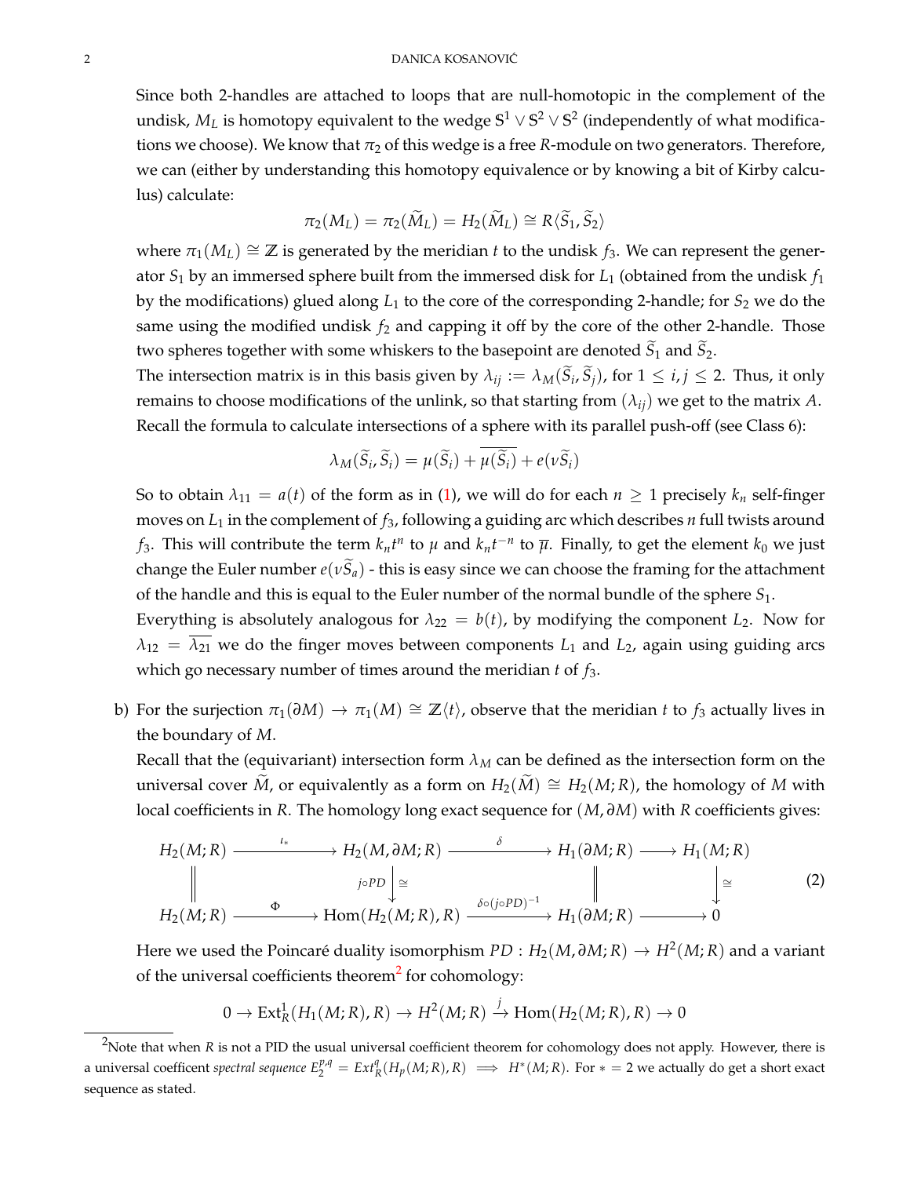Since both 2-handles are attached to loops that are null-homotopic in the complement of the undisk, $M_L$ is homotopy equivalent to the wedge $\mathbb{S}^1 \vee \mathbb{S}^2 \vee \mathbb{S}^2$ (independently of what modifications we choose). We know that $\pi_2$ of this wedge is a free $R$-module on two generators. Therefore, we can (either by understanding this homotopy equivalence or by knowing a bit of Kirby calculus) calculate:

$$\pi_2(M_L) = \pi_2(\widetilde{M}_L) = H_2(\widetilde{M}_L) \cong R\langle \widetilde{S}_1, \widetilde{S}_2 \rangle$$

where $\pi_1(M_L) \cong \mathbb{Z}$ is generated by the meridian $t$ to the undisk $f_3$. We can represent the generator $S_1$ by an immersed sphere built from the immersed disk for $L_1$ (obtained from the undisk $f_1$ by the modifications) glued along $L_1$ to the core of the corresponding 2-handle; for $S_2$ we do the same using the modified undisk $f_2$ and capping it off by the core of the other 2-handle. Those two spheres together with some whiskers to the basepoint are denoted $\widetilde{S}_1$ and $\widetilde{S}_2$.

The intersection matrix is in this basis given by $\lambda_{ij} := \lambda_M(\widetilde{S}_i, \widetilde{S}_j)$, for $1 \leq i, j \leq 2$. Thus, it only remains to choose modifications of the unlink, so that starting from $(\lambda_{ij})$ we get to the matrix $A$. Recall the formula to calculate intersections of a sphere with its parallel push-off (see Class 6):

$$\lambda_M(\widetilde{S}_i, \widetilde{S}_i) = \mu(\widetilde{S}_i) + \overline{\mu(\widetilde{S}_i)} + e(\nu\widetilde{S}_i)$$

So to obtain $\lambda_{11} = a(t)$ of the form as in (1), we will do for each $n \geq 1$ precisely $k_n$ self-finger moves on $L_1$ in the complement of $f_3$, following a guiding arc which describes $n$ full twists around $f_3$. This will contribute the term $k_n t^n$ to $\mu$ and $k_n t^{-n}$ to $\overline{\mu}$. Finally, to get the element $k_0$ we just change the Euler number $e(\nu\widetilde{S}_a)$ - this is easy since we can choose the framing for the attachment of the handle and this is equal to the Euler number of the normal bundle of the sphere $S_1$.

Everything is absolutely analogous for $\lambda_{22} = b(t)$, by modifying the component $L_2$. Now for $\lambda_{12} = \overline{\lambda_{21}}$ we do the finger moves between components $L_1$ and $L_2$, again using guiding arcs which go necessary number of times around the meridian $t$ of $f_3$.

b) For the surjection $\pi_1(\partial M) \to \pi_1(M) \cong \mathbb{Z}\langle t \rangle$, observe that the meridian $t$ to $f_3$ actually lives in the boundary of $M$.

Recall that the (equivariant) intersection form $\lambda_M$ can be defined as the intersection form on the universal cover $\widetilde{M}$, or equivalently as a form on $H_2(\widetilde{M}) \cong H_2(M; R)$, the homology of $M$ with local coefficients in $R$. The homology long exact sequence for $(M, \partial M)$ with $R$ coefficients gives:

$$\begin{array}{ccccccc} H_2(M;R) & \xrightarrow{\iota_*} & H_2(M,\partial M;R) & \xrightarrow{\delta} & H_1(\partial M;R) & \longrightarrow & H_1(M;R) \\ \| & & \downarrow{\scriptstyle j\circ PD}\,\cong & & \| & & \downarrow\cong \\ H_2(M;R) & \xrightarrow{\Phi} & \mathrm{Hom}(H_2(M;R),R) & \xrightarrow{\delta\circ(j\circ PD)^{-1}} & H_1(\partial M;R) & \longrightarrow & 0 \end{array} \tag{2}$$

Here we used the Poincaré duality isomorphism $PD : H_2(M, \partial M; R) \to H^2(M; R)$ and a variant of the universal coefficients theorem[2] for cohomology:

$$0 \to \mathrm{Ext}^1_R(H_1(M;R), R) \to H^2(M;R) \xrightarrow{j} \mathrm{Hom}(H_2(M;R), R) \to 0$$

[2] Note that when $R$ is not a PID the usual universal coefficient theorem for cohomology does not apply. However, there is a universal coefficent *spectral sequence* $E_2^{p,q} = Ext_R^q(H_p(M;R), R) \implies H^*(M;R)$. For $* = 2$ we actually do get a short exact sequence as stated.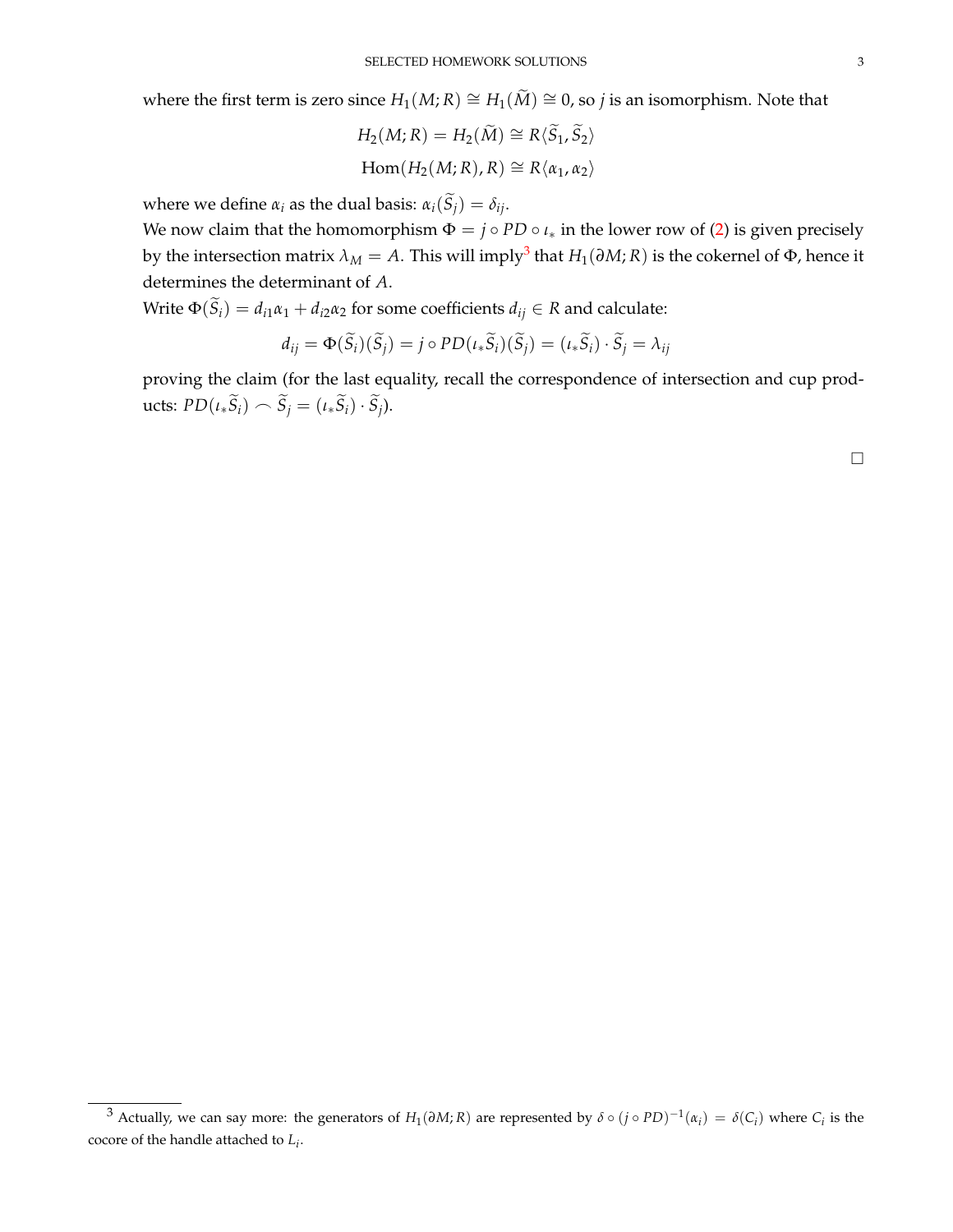where the first term is zero since $H_1(M;R) \cong H_1(\widetilde{M}) \cong 0$, so $j$ is an isomorphism. Note that

$$H_2(M;R) = H_2(\widetilde{M}) \cong R\langle \widetilde{S}_1, \widetilde{S}_2 \rangle$$

$$\mathrm{Hom}(H_2(M;R), R) \cong R\langle \alpha_1, \alpha_2 \rangle$$

where we define $\alpha_i$ as the dual basis: $\alpha_i(\widetilde{S}_j) = \delta_{ij}$.

We now claim that the homomorphism $\Phi = j \circ PD \circ \iota_*$ in the lower row of (2) is given precisely by the intersection matrix $\lambda_M = A$. This will imply[3] that $H_1(\partial M; R)$ is the cokernel of $\Phi$, hence it determines the determinant of $A$.

Write $\Phi(\widetilde{S}_i) = d_{i1}\alpha_1 + d_{i2}\alpha_2$ for some coefficients $d_{ij} \in R$ and calculate:

$$d_{ij} = \Phi(\widetilde{S}_i)(\widetilde{S}_j) = j \circ PD(\iota_* \widetilde{S}_i)(\widetilde{S}_j) = (\iota_* \widetilde{S}_i) \cdot \widetilde{S}_j = \lambda_{ij}$$

proving the claim (for the last equality, recall the correspondence of intersection and cup products: $PD(\iota_* \widetilde{S}_i) \frown \widetilde{S}_j = (\iota_* \widetilde{S}_i) \cdot \widetilde{S}_j$).

□

[3] Actually, we can say more: the generators of $H_1(\partial M; R)$ are represented by $\delta \circ (j \circ PD)^{-1}(\alpha_i) = \delta(C_i)$ where $C_i$ is the cocore of the handle attached to $L_i$.